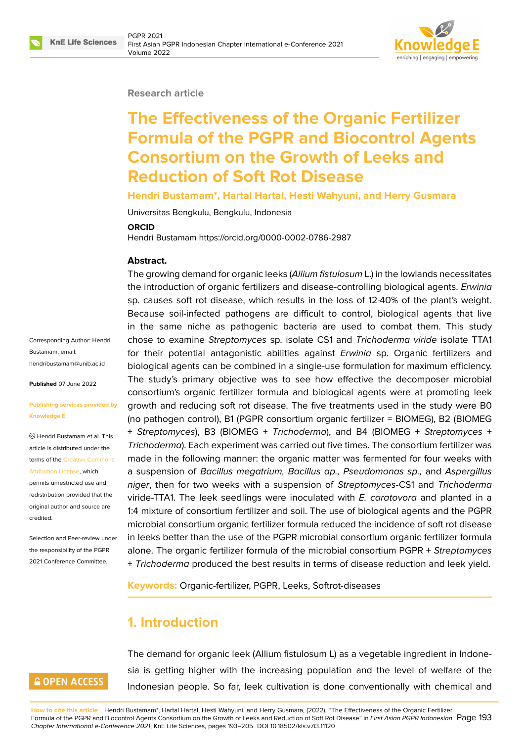Research article

# The Effectiveness of the Organic Fertilizer Formula of the PGPR and Biocontrol Agents Consortium on the Growth of Leeks and Reduction of Soft Rot Disease

**Hendri Bustamam*, Hartal Hartal, Hesti Wahyuni, and Herry Gusmara**

Universitas Bengkulu, Bengkulu, Indonesia

**ORCID**

Hendri Bustamam https://orcid.org/0000-0002-0786-2987

Corresponding Author: Hendri Bustamam; email: hendribustamam@unib.ac.id

**Published** 07 June 2022

**Publishing services provided by Knowledge E**

© Hendri Bustamam et al. This article is distributed under the terms of the Creative Commons Attribution License, which permits unrestricted use and redistribution provided that the original author and source are credited.

Selection and Peer-review under the responsibility of the PGPR 2021 Conference Committee.

**Abstract.**

The growing demand for organic leeks (*Allium fistulosum* L.) in the lowlands necessitates the introduction of organic fertilizers and disease-controlling biological agents. *Erwinia* sp. causes soft rot disease, which results in the loss of 12-40% of the plant's weight. Because soil-infected pathogens are difficult to control, biological agents that live in the same niche as pathogenic bacteria are used to combat them. This study chose to examine *Streptomyces* sp. isolate CS1 and *Trichoderma viride* isolate TTA1 for their potential antagonistic abilities against *Erwinia* sp. Organic fertilizers and biological agents can be combined in a single-use formulation for maximum efficiency. The study's primary objective was to see how effective the decomposer microbial consortium's organic fertilizer formula and biological agents were at promoting leek growth and reducing soft rot disease. The five treatments used in the study were B0 (no pathogen control), B1 (PGPR consortium organic fertilizer = BIOMEG), B2 (BIOMEG + *Streptomyces*), B3 (BIOMEG + *Trichoderma*), and B4 (BIOMEG + *Streptomyces* + *Trichoderma*). Each experiment was carried out five times. The consortium fertilizer was made in the following manner: the organic matter was fermented for four weeks with a suspension of *Bacillus megatrium, Bacillus ap., Pseudomonas sp.,* and *Aspergillus niger*, then for two weeks with a suspension of *Streptomyces*-CS1 and *Trichoderma* viride-TTA1. The leek seedlings were inoculated with *E. caratovora* and planted in a 1:4 mixture of consortium fertilizer and soil. The use of biological agents and the PGPR microbial consortium organic fertilizer formula reduced the incidence of soft rot disease in leeks better than the use of the PGPR microbial consortium organic fertilizer formula alone. The organic fertilizer formula of the microbial consortium PGPR + *Streptomyces* + *Trichoderma* produced the best results in terms of disease reduction and leek yield.

**Keywords:** Organic-fertilizer, PGPR, Leeks, Softrot-diseases

## 1. Introduction

The demand for organic leek (Allium fistulosum L) as a vegetable ingredient in Indonesia is getting higher with the increasing population and the level of welfare of the Indonesian people. So far, leek cultivation is done conventionally with chemical and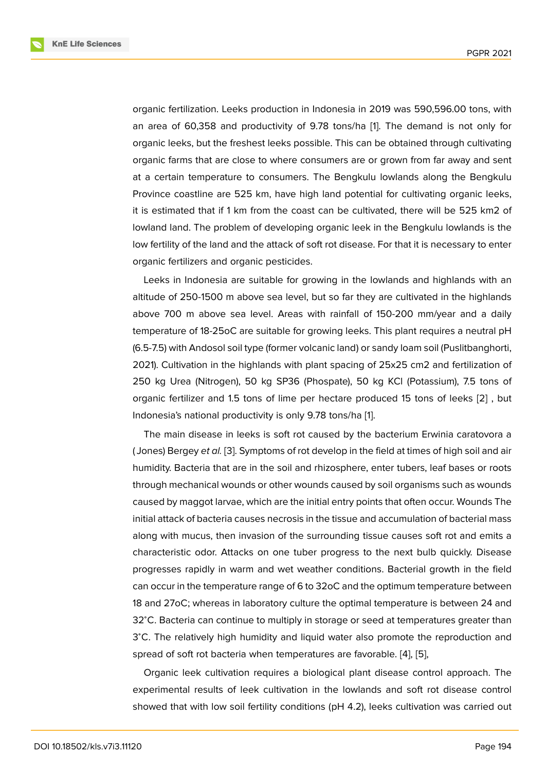organic fertilization. Leeks production in Indonesia in 2019 was 590,596.00 tons, with an area of 60,358 and productivity of 9.78 tons/ha [1]. The demand is not only for organic leeks, but the freshest leeks possible. This can be obtained through cultivating organic farms that are close to where consumers are or grown from far away and sent at a certain temperature to consumers. The Bengkulu lowlands along the Bengkulu Province coastline are 525 km, have high land potential for cultivating organic leeks, it is estimated that if 1 km from the coast can be cultivated, there will be 525 km2 of lowland land. The problem of developing organic leek in the Bengkulu lowlands is the low fertility of the land and the attack of soft rot disease. For that it is necessary to enter organic fertilizers and organic pesticides.

Leeks in Indonesia are suitable for growing in the lowlands and highlands with an altitude of 250-1500 m above sea level, but so far they are cultivated in the highlands above 700 m above sea level. Areas with rainfall of 150-200 mm/year and a daily temperature of 18-25oC are suitable for growing leeks. This plant requires a neutral pH (6.5-7.5) with Andosol soil type (former volcanic land) or sandy loam soil (Puslitbanghorti, 2021). Cultivation in the highlands with plant spacing of 25x25 cm2 and fertilization of 250 kg Urea (Nitrogen), 50 kg SP36 (Phospate), 50 kg KCl (Potassium), 7.5 tons of organic fertilizer and 1.5 tons of lime per hectare produced 15 tons of leeks [2] , but Indonesia's national productivity is only 9.78 tons/ha [1].

The main disease in leeks is soft rot caused by the bacterium Erwinia caratovora a (Jones) Bergey *et al.* [3]. Symptoms of rot develop in the field at times of high soil and air humidity. Bacteria that are in the soil and rhizosphere, enter tubers, leaf bases or roots through mechanical wounds or other wounds caused by soil organisms such as wounds caused by maggot larvae, which are the initial entry points that often occur. Wounds The initial attack of bacteria causes necrosis in the tissue and accumulation of bacterial mass along with mucus, then invasion of the surrounding tissue causes soft rot and emits a characteristic odor. Attacks on one tuber progress to the next bulb quickly. Disease progresses rapidly in warm and wet weather conditions. Bacterial growth in the field can occur in the temperature range of 6 to 32oC and the optimum temperature between 18 and 27oC; whereas in laboratory culture the optimal temperature is between 24 and 32°C. Bacteria can continue to multiply in storage or seed at temperatures greater than 3°C. The relatively high humidity and liquid water also promote the reproduction and spread of soft rot bacteria when temperatures are favorable. [4], [5],

Organic leek cultivation requires a biological plant disease control approach. The experimental results of leek cultivation in the lowlands and soft rot disease control showed that with low soil fertility conditions (pH 4.2), leeks cultivation was carried out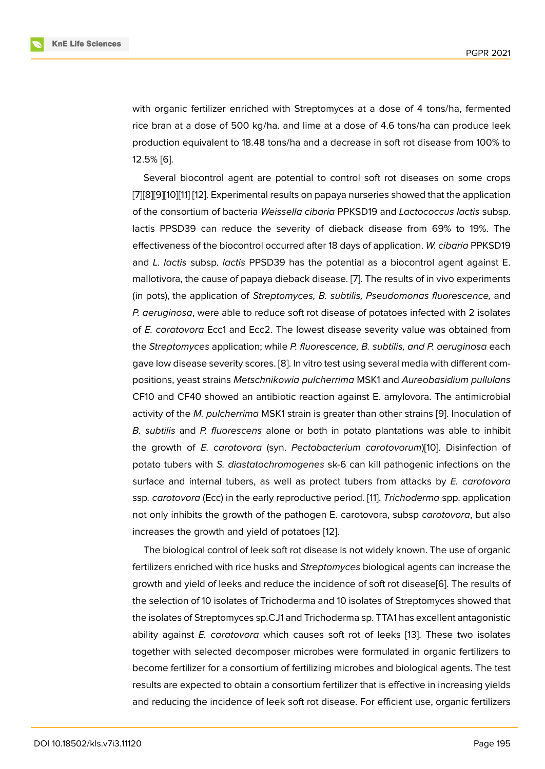with organic fertilizer enriched with Streptomyces at a dose of 4 tons/ha, fermented rice bran at a dose of 500 kg/ha. and lime at a dose of 4.6 tons/ha can produce leek production equivalent to 18.48 tons/ha and a decrease in soft rot disease from 100% to 12.5% [6].

Several biocontrol agent are potential to control soft rot diseases on some crops [7][8][9][10][11] [12]. Experimental results on papaya nurseries showed that the application of the consortium of bacteria *Weissella cibaria* PPKSD19 and *Lactococcus lactis* subsp. lactis PPSD39 can reduce the severity of dieback disease from 69% to 19%. The effectiveness of the biocontrol occurred after 18 days of application. *W. cibaria* PPKSD19 and *L. lactis* subsp. *lactis* PPSD39 has the potential as a biocontrol agent against E. mallotivora, the cause of papaya dieback disease. [7]. The results of in vivo experiments (in pots), the application of *Streptomyces, B. subtilis, Pseudomonas fluorescence,* and *P. aeruginosa*, were able to reduce soft rot disease of potatoes infected with 2 isolates of *E. caratovora* Ecc1 and Ecc2. The lowest disease severity value was obtained from the *Streptomyces* application; while *P. fluorescence, B. subtilis, and P. aeruginosa* each gave low disease severity scores. [8]. In vitro test using several media with different compositions, yeast strains *Metschnikowia pulcherrima* MSK1 and *Aureobasidium pullulans* CF10 and CF40 showed an antibiotic reaction against E. amylovora. The antimicrobial activity of the *M. pulcherrima* MSK1 strain is greater than other strains [9]. Inoculation of *B. subtilis* and *P. fluorescens* alone or both in potato plantations was able to inhibit the growth of *E. carotovora* (syn. *Pectobacterium carotovorum*)[10]. Disinfection of potato tubers with *S. diastatochromogenes* sk-6 can kill pathogenic infections on the surface and internal tubers, as well as protect tubers from attacks by *E. carotovora* ssp. *carotovora* (Ecc) in the early reproductive period. [11]. *Trichoderma* spp. application not only inhibits the growth of the pathogen E. carotovora, subsp *carotovora*, but also increases the growth and yield of potatoes [12].

The biological control of leek soft rot disease is not widely known. The use of organic fertilizers enriched with rice husks and *Streptomyces* biological agents can increase the growth and yield of leeks and reduce the incidence of soft rot disease[6]. The results of the selection of 10 isolates of Trichoderma and 10 isolates of Streptomyces showed that the isolates of Streptomyces sp.CJ1 and Trichoderma sp. TTA1 has excellent antagonistic ability against *E. caratovora* which causes soft rot of leeks [13]. These two isolates together with selected decomposer microbes were formulated in organic fertilizers to become fertilizer for a consortium of fertilizing microbes and biological agents. The test results are expected to obtain a consortium fertilizer that is effective in increasing yields and reducing the incidence of leek soft rot disease. For efficient use, organic fertilizers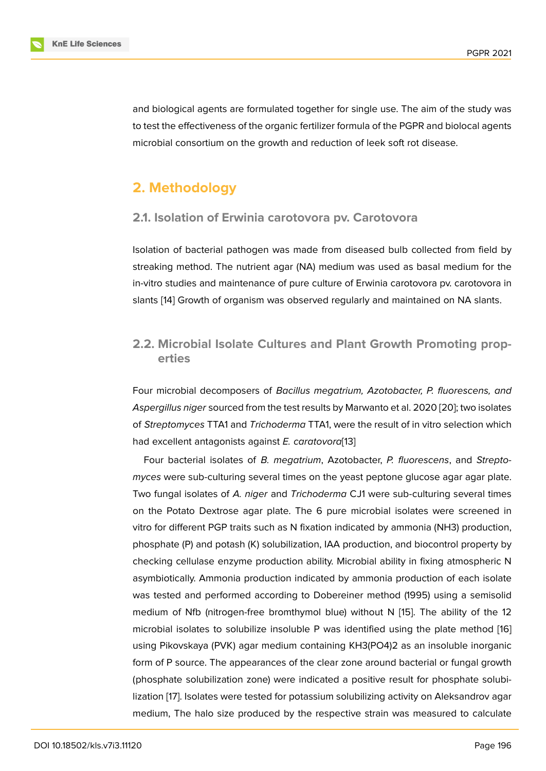and biological agents are formulated together for single use. The aim of the study was to test the effectiveness of the organic fertilizer formula of the PGPR and biolocal agents microbial consortium on the growth and reduction of leek soft rot disease.

## 2. Methodology

### 2.1. Isolation of Erwinia carotovora pv. Carotovora

Isolation of bacterial pathogen was made from diseased bulb collected from field by streaking method. The nutrient agar (NA) medium was used as basal medium for the in-vitro studies and maintenance of pure culture of Erwinia carotovora pv. carotovora in slants [14] Growth of organism was observed regularly and maintained on NA slants.

### 2.2. Microbial Isolate Cultures and Plant Growth Promoting properties

Four microbial decomposers of *Bacillus megatrium, Azotobacter, P. fluorescens, and Aspergillus niger* sourced from the test results by Marwanto et al. 2020 [20]; two isolates of *Streptomyces* TTA1 and *Trichoderma* TTA1, were the result of in vitro selection which had excellent antagonists against *E. caratovora*[13]

Four bacterial isolates of *B. megatrium*, Azotobacter, *P. fluorescens*, and *Streptomyces* were sub-culturing several times on the yeast peptone glucose agar agar plate. Two fungal isolates of *A. niger* and *Trichoderma* CJ1 were sub-culturing several times on the Potato Dextrose agar plate. The 6 pure microbial isolates were screened in vitro for different PGP traits such as N fixation indicated by ammonia ($NH_3$) production, phosphate (P) and potash (K) solubilization, IAA production, and biocontrol property by checking cellulase enzyme production ability. Microbial ability in fixing atmospheric N asymbiotically. Ammonia production indicated by ammonia production of each isolate was tested and performed according to Dobereiner method (1995) using a semisolid medium of Nfb (nitrogen-free bromthymol blue) without N [15]. The ability of the 12 microbial isolates to solubilize insoluble P was identified using the plate method [16] using Pikovskaya (PVK) agar medium containing $KH_3(PO_4)_2$ as an insoluble inorganic form of P source. The appearances of the clear zone around bacterial or fungal growth (phosphate solubilization zone) were indicated a positive result for phosphate solubilization [17]. Isolates were tested for potassium solubilizing activity on Aleksandrov agar medium, The halo size produced by the respective strain was measured to calculate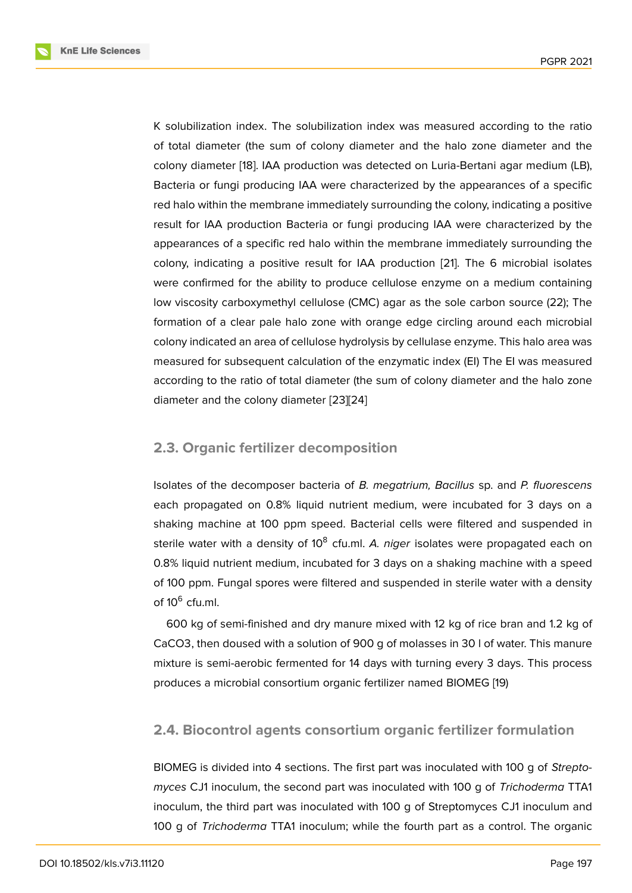K solubilization index. The solubilization index was measured according to the ratio of total diameter (the sum of colony diameter and the halo zone diameter and the colony diameter [18]. IAA production was detected on Luria-Bertani agar medium (LB), Bacteria or fungi producing IAA were characterized by the appearances of a specific red halo within the membrane immediately surrounding the colony, indicating a positive result for IAA production Bacteria or fungi producing IAA were characterized by the appearances of a specific red halo within the membrane immediately surrounding the colony, indicating a positive result for IAA production [21]. The 6 microbial isolates were confirmed for the ability to produce cellulose enzyme on a medium containing low viscosity carboxymethyl cellulose (CMC) agar as the sole carbon source (22); The formation of a clear pale halo zone with orange edge circling around each microbial colony indicated an area of cellulose hydrolysis by cellulase enzyme. This halo area was measured for subsequent calculation of the enzymatic index (EI) The EI was measured according to the ratio of total diameter (the sum of colony diameter and the halo zone diameter and the colony diameter [23][24]

## 2.3. Organic fertilizer decomposition

Isolates of the decomposer bacteria of *B. megatrium, Bacillus* sp. and *P. fluorescens* each propagated on 0.8% liquid nutrient medium, were incubated for 3 days on a shaking machine at 100 ppm speed. Bacterial cells were filtered and suspended in sterile water with a density of $10^8$ cfu.ml. *A. niger* isolates were propagated each on 0.8% liquid nutrient medium, incubated for 3 days on a shaking machine with a speed of 100 ppm. Fungal spores were filtered and suspended in sterile water with a density of $10^6$ cfu.ml.

600 kg of semi-finished and dry manure mixed with 12 kg of rice bran and 1.2 kg of $CaCO_3$, then doused with a solution of 900 g of molasses in 30 l of water. This manure mixture is semi-aerobic fermented for 14 days with turning every 3 days. This process produces a microbial consortium organic fertilizer named BIOMEG [19)

## 2.4. Biocontrol agents consortium organic fertilizer formulation

BIOMEG is divided into 4 sections. The first part was inoculated with 100 g of *Streptomyces* CJ1 inoculum, the second part was inoculated with 100 g of *Trichoderma* TTA1 inoculum, the third part was inoculated with 100 g of Streptomyces CJ1 inoculum and 100 g of *Trichoderma* TTA1 inoculum; while the fourth part as a control. The organic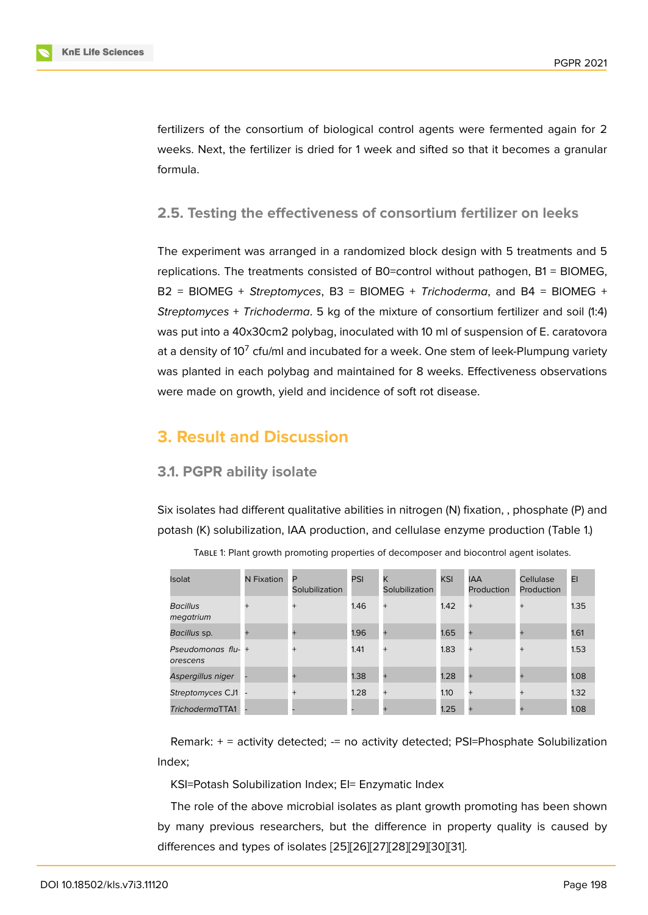fertilizers of the consortium of biological control agents were fermented again for 2 weeks. Next, the fertilizer is dried for 1 week and sifted so that it becomes a granular formula.

### 2.5. Testing the effectiveness of consortium fertilizer on leeks

The experiment was arranged in a randomized block design with 5 treatments and 5 replications. The treatments consisted of B0=control without pathogen, B1 = BIOMEG, B2 = BIOMEG + *Streptomyces*, B3 = BIOMEG + *Trichoderma*, and B4 = BIOMEG + *Streptomyces* + *Trichoderma*. 5 kg of the mixture of consortium fertilizer and soil (1:4) was put into a 40x30cm2 polybag, inoculated with 10 ml of suspension of E. caratovora at a density of $10^7$ cfu/ml and incubated for a week. One stem of leek-Plumpung variety was planted in each polybag and maintained for 8 weeks. Effectiveness observations were made on growth, yield and incidence of soft rot disease.

## 3. Result and Discussion

### 3.1. PGPR ability isolate

Six isolates had different qualitative abilities in nitrogen (N) fixation, , phosphate (P) and potash (K) solubilization, IAA production, and cellulase enzyme production (Table 1.)

Table 1: Plant growth promoting properties of decomposer and biocontrol agent isolates.

| Isolat | N Fixation | P Solubilization | PSI | K Solubilization | KSI | IAA Production | Cellulase Production | EI |
|---|---|---|---|---|---|---|---|---|
| *Bacillus megatrium* | + | + | 1.46 | + | 1.42 | + | + | 1.35 |
| *Bacillus* sp. | + | + | 1.96 | + | 1.65 | + | + | 1.61 |
| *Pseudomonas fluorescens* | + | + | 1.41 | + | 1.83 | + | + | 1.53 |
| *Aspergillus niger* | - | + | 1.38 | + | 1.28 | + | + | 1.08 |
| *Streptomyces* CJ1 | - | + | 1.28 | + | 1.10 | + | + | 1.32 |
| *Trichoderma*TTA1 | - | - | - | + | 1.25 | + | + | 1.08 |

Remark: + = activity detected; -= no activity detected; PSI=Phosphate Solubilization Index;

KSI=Potash Solubilization Index; EI= Enzymatic Index

The role of the above microbial isolates as plant growth promoting has been shown by many previous researchers, but the difference in property quality is caused by differences and types of isolates [25][26][27][28][29][30][31].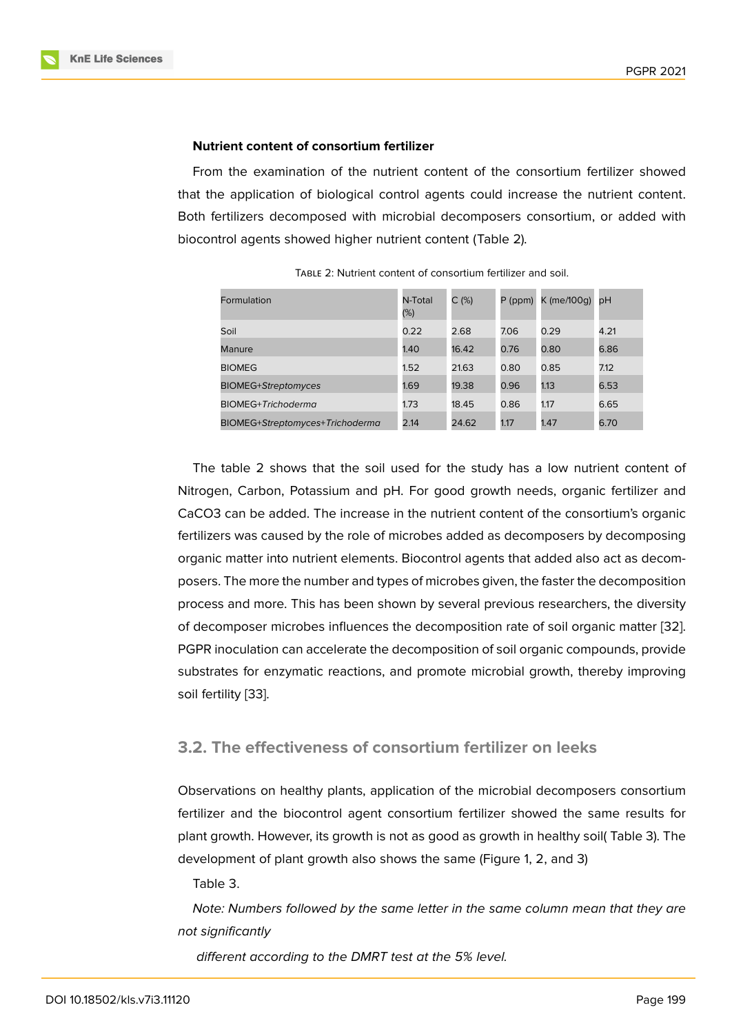**Nutrient content of consortium fertilizer**

From the examination of the nutrient content of the consortium fertilizer showed that the application of biological control agents could increase the nutrient content. Both fertilizers decomposed with microbial decomposers consortium, or added with biocontrol agents showed higher nutrient content (Table 2).

Table 2: Nutrient content of consortium fertilizer and soil.

| Formulation | N-Total (%) | C (%) | P (ppm) | K (me/100g) | pH |
|---|---|---|---|---|---|
| Soil | 0.22 | 2.68 | 7.06 | 0.29 | 4.21 |
| Manure | 1.40 | 16.42 | 0.76 | 0.80 | 6.86 |
| BIOMEG | 1.52 | 21.63 | 0.80 | 0.85 | 7.12 |
| BIOMEG+*Streptomyces* | 1.69 | 19.38 | 0.96 | 1.13 | 6.53 |
| BIOMEG+*Trichoderma* | 1.73 | 18.45 | 0.86 | 1.17 | 6.65 |
| BIOMEG+*Streptomyces*+*Trichoderma* | 2.14 | 24.62 | 1.17 | 1.47 | 6.70 |

The table 2 shows that the soil used for the study has a low nutrient content of Nitrogen, Carbon, Potassium and pH. For good growth needs, organic fertilizer and CaCO3 can be added. The increase in the nutrient content of the consortium's organic fertilizers was caused by the role of microbes added as decomposers by decomposing organic matter into nutrient elements. Biocontrol agents that added also act as decomposers. The more the number and types of microbes given, the faster the decomposition process and more. This has been shown by several previous researchers, the diversity of decomposer microbes influences the decomposition rate of soil organic matter [32]. PGPR inoculation can accelerate the decomposition of soil organic compounds, provide substrates for enzymatic reactions, and promote microbial growth, thereby improving soil fertility [33].

## 3.2. The effectiveness of consortium fertilizer on leeks

Observations on healthy plants, application of the microbial decomposers consortium fertilizer and the biocontrol agent consortium fertilizer showed the same results for plant growth. However, its growth is not as good as growth in healthy soil( Table 3). The development of plant growth also shows the same (Figure 1, 2, and 3)

Table 3.

*Note: Numbers followed by the same letter in the same column mean that they are not significantly*

*different according to the DMRT test at the 5% level.*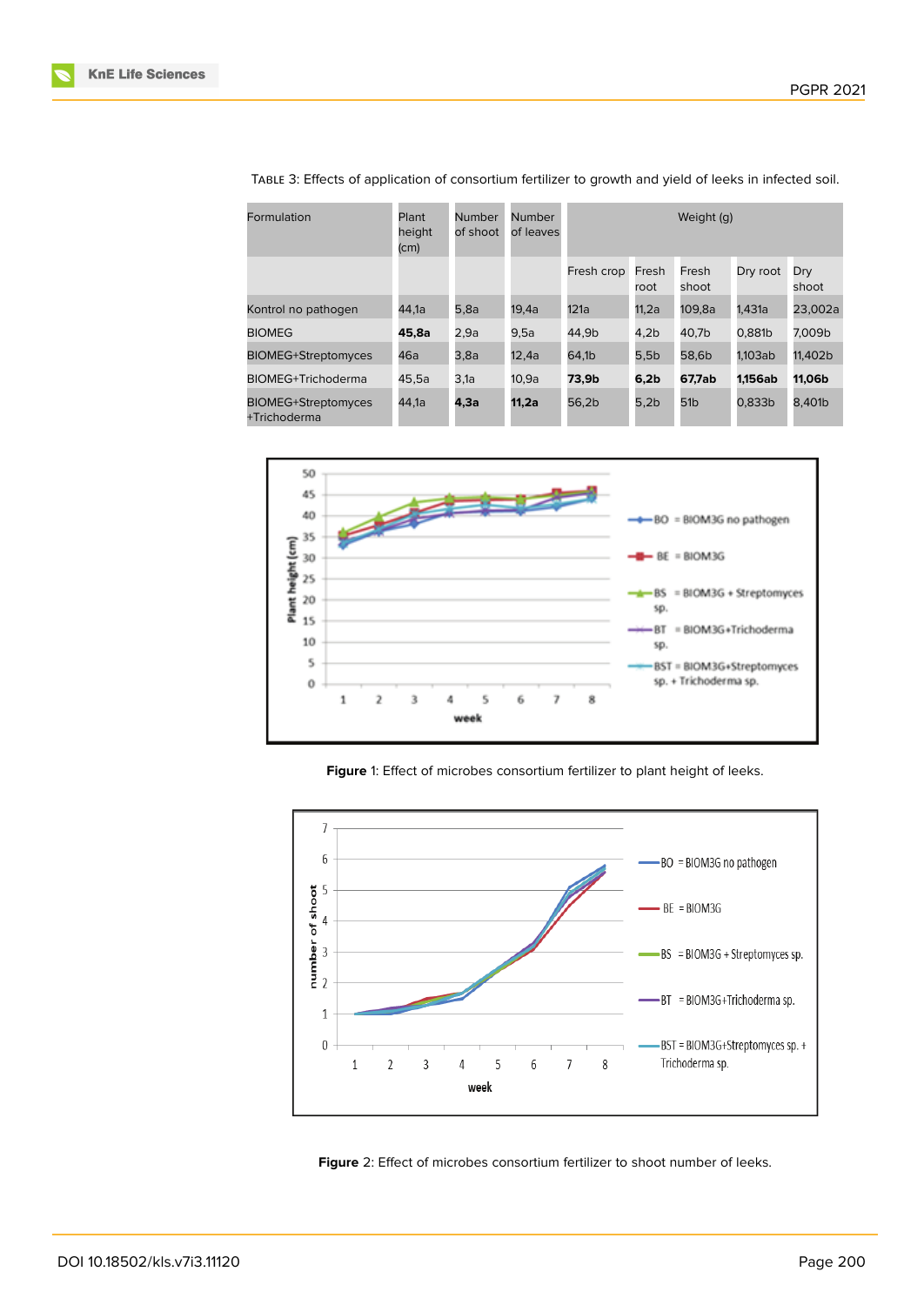Table 3: Effects of application of consortium fertilizer to growth and yield of leeks in infected soil.

| Formulation | Plant height (cm) | Number of shoot | Number of leaves | Weight (g) | | | | |
|---|---|---|---|---|---|---|---|---|
| | | | | Fresh crop | Fresh root | Fresh shoot | Dry root | Dry shoot |
| Kontrol no pathogen | 44,1a | 5,8a | 19,4a | 121a | 11,2a | 109,8a | 1,431a | 23,002a |
| BIOMEG | **45,8a** | 2,9a | 9,5a | 44,9b | 4,2b | 40,7b | 0,881b | 7,009b |
| BIOMEG+Streptomyces | 46a | 3,8a | 12,4a | 64,1b | 5,5b | 58,6b | 1,103ab | 11,402b |
| BIOMEG+Trichoderma | 45,5a | 3,1a | 10,9a | **73,9b** | **6,2b** | **67,7ab** | **1,156ab** | **11,06b** |
| BIOMEG+Streptomyces +Trichoderma | 44,1a | **4,3a** | **11,2a** | 56,2b | 5,2b | 51b | 0,833b | 8,401b |

**Figure** 1: Effect of microbes consortium fertilizer to plant height of leeks.

**Figure** 2: Effect of microbes consortium fertilizer to shoot number of leeks.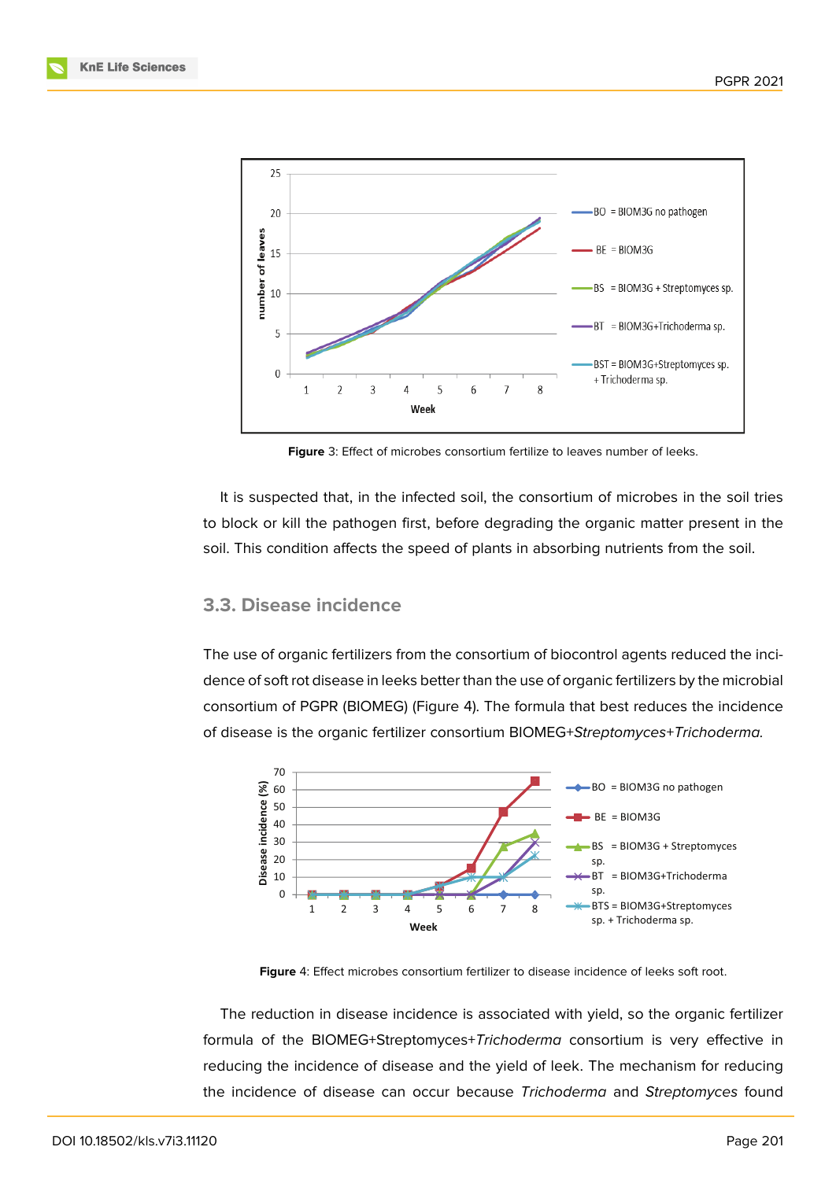Figure 3: Effect of microbes consortium fertilize to leaves number of leeks.

It is suspected that, in the infected soil, the consortium of microbes in the soil tries to block or kill the pathogen first, before degrading the organic matter present in the soil. This condition affects the speed of plants in absorbing nutrients from the soil.

## 3.3. Disease incidence

The use of organic fertilizers from the consortium of biocontrol agents reduced the incidence of soft rot disease in leeks better than the use of organic fertilizers by the microbial consortium of PGPR (BIOMEG) (Figure 4). The formula that best reduces the incidence of disease is the organic fertilizer consortium BIOMEG+*Streptomyces*+*Trichoderma.*

**Figure** 4: Effect microbes consortium fertilizer to disease incidence of leeks soft root.

The reduction in disease incidence is associated with yield, so the organic fertilizer formula of the BIOMEG+Streptomyces+*Trichoderma* consortium is very effective in reducing the incidence of disease and the yield of leek. The mechanism for reducing the incidence of disease can occur because *Trichoderma* and *Streptomyces* found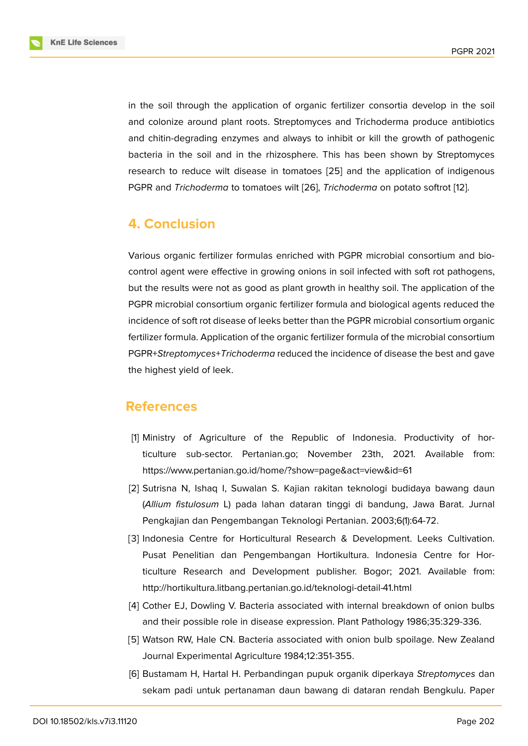in the soil through the application of organic fertilizer consortia develop in the soil and colonize around plant roots. Streptomyces and Trichoderma produce antibiotics and chitin-degrading enzymes and always to inhibit or kill the growth of pathogenic bacteria in the soil and in the rhizosphere. This has been shown by Streptomyces research to reduce wilt disease in tomatoes [25] and the application of indigenous PGPR and *Trichoderma* to tomatoes wilt [26], *Trichoderma* on potato softrot [12].

## 4. Conclusion

Various organic fertilizer formulas enriched with PGPR microbial consortium and bio-control agent were effective in growing onions in soil infected with soft rot pathogens, but the results were not as good as plant growth in healthy soil. The application of the PGPR microbial consortium organic fertilizer formula and biological agents reduced the incidence of soft rot disease of leeks better than the PGPR microbial consortium organic fertilizer formula. Application of the organic fertilizer formula of the microbial consortium PGPR+*Streptomyces*+*Trichoderma* reduced the incidence of disease the best and gave the highest yield of leek.

## References

[1] Ministry of Agriculture of the Republic of Indonesia. Productivity of horticulture sub-sector. Pertanian.go; November 23th, 2021. Available from: https://www.pertanian.go.id/home/?show=page&act=view&id=61

[2] Sutrisna N, Ishaq I, Suwalan S. Kajian rakitan teknologi budidaya bawang daun (*Allium fistulosum* L) pada lahan dataran tinggi di bandung, Jawa Barat. Jurnal Pengkajian dan Pengembangan Teknologi Pertanian. 2003;6(1):64-72.

[3] Indonesia Centre for Horticultural Research & Development. Leeks Cultivation. Pusat Penelitian dan Pengembangan Hortikultura. Indonesia Centre for Horticulture Research and Development publisher. Bogor; 2021. Available from: http://hortikultura.litbang.pertanian.go.id/teknologi-detail-41.html

[4] Cother EJ, Dowling V. Bacteria associated with internal breakdown of onion bulbs and their possible role in disease expression. Plant Pathology 1986;35:329-336.

[5] Watson RW, Hale CN. Bacteria associated with onion bulb spoilage. New Zealand Journal Experimental Agriculture 1984;12:351-355.

[6] Bustamam H, Hartal H. Perbandingan pupuk organik diperkaya *Streptomyces* dan sekam padi untuk pertanaman daun bawang di dataran rendah Bengkulu. Paper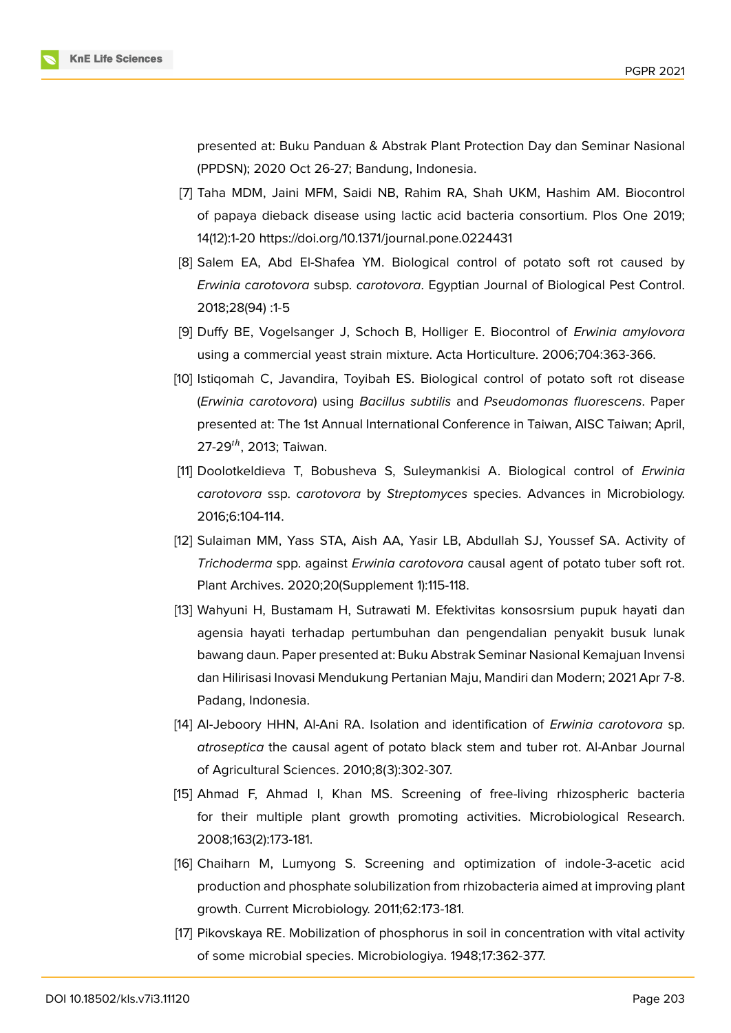presented at: Buku Panduan & Abstrak Plant Protection Day dan Seminar Nasional (PPDSN); 2020 Oct 26-27; Bandung, Indonesia.

[7] Taha MDM, Jaini MFM, Saidi NB, Rahim RA, Shah UKM, Hashim AM. Biocontrol of papaya dieback disease using lactic acid bacteria consortium. Plos One 2019; 14(12):1-20 https://doi.org/10.1371/journal.pone.0224431

[8] Salem EA, Abd El-Shafea YM. Biological control of potato soft rot caused by *Erwinia carotovora* subsp. *carotovora*. Egyptian Journal of Biological Pest Control. 2018;28(94) :1-5

[9] Duffy BE, Vogelsanger J, Schoch B, Holliger E. Biocontrol of *Erwinia amylovora* using a commercial yeast strain mixture. Acta Horticulture. 2006;704:363-366.

[10] Istiqomah C, Javandira, Toyibah ES. Biological control of potato soft rot disease (*Erwinia carotovora*) using *Bacillus subtilis* and *Pseudomonas fluorescens*. Paper presented at: The 1st Annual International Conference in Taiwan, AISC Taiwan; April, 27-29$^{th}$, 2013; Taiwan.

[11] Doolotkeldieva T, Bobusheva S, Suleymankisi A. Biological control of *Erwinia carotovora* ssp. *carotovora* by *Streptomyces* species. Advances in Microbiology. 2016;6:104-114.

[12] Sulaiman MM, Yass STA, Aish AA, Yasir LB, Abdullah SJ, Youssef SA. Activity of *Trichoderma* spp. against *Erwinia carotovora* causal agent of potato tuber soft rot. Plant Archives. 2020;20(Supplement 1):115-118.

[13] Wahyuni H, Bustamam H, Sutrawati M. Efektivitas konsosrsium pupuk hayati dan agensia hayati terhadap pertumbuhan dan pengendalian penyakit busuk lunak bawang daun. Paper presented at: Buku Abstrak Seminar Nasional Kemajuan Invensi dan Hilirisasi Inovasi Mendukung Pertanian Maju, Mandiri dan Modern; 2021 Apr 7-8. Padang, Indonesia.

[14] Al-Jeboory HHN, Al-Ani RA. Isolation and identification of *Erwinia carotovora* sp. *atroseptica* the causal agent of potato black stem and tuber rot. Al-Anbar Journal of Agricultural Sciences. 2010;8(3):302-307.

[15] Ahmad F, Ahmad I, Khan MS. Screening of free-living rhizospheric bacteria for their multiple plant growth promoting activities. Microbiological Research. 2008;163(2):173-181.

[16] Chaiharn M, Lumyong S. Screening and optimization of indole-3-acetic acid production and phosphate solubilization from rhizobacteria aimed at improving plant growth. Current Microbiology. 2011;62:173-181.

[17] Pikovskaya RE. Mobilization of phosphorus in soil in concentration with vital activity of some microbial species. Microbiologiya. 1948;17:362-377.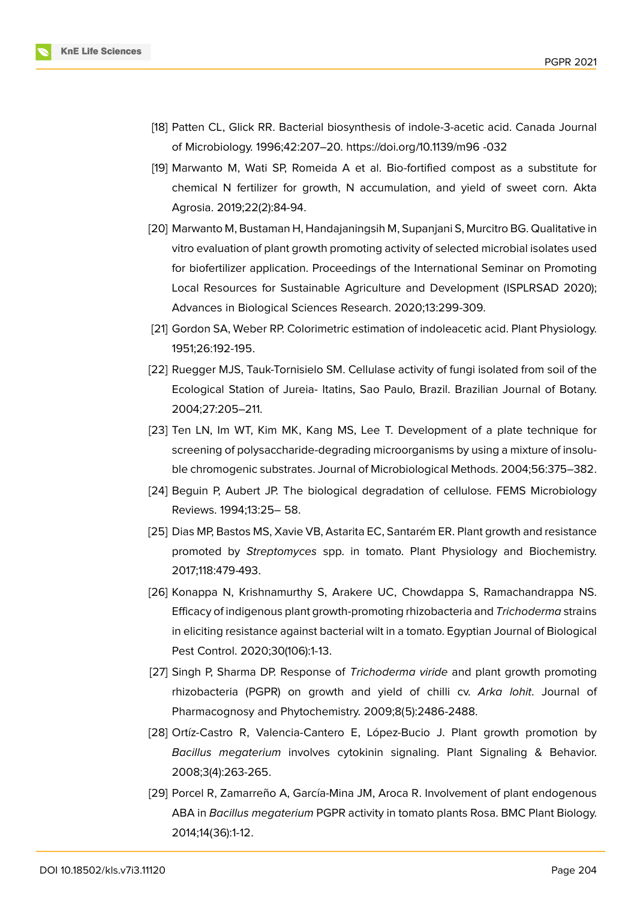[18] Patten CL, Glick RR. Bacterial biosynthesis of indole-3-acetic acid. Canada Journal of Microbiology. 1996;42:207–20. https://doi.org/10.1139/m96 -032

[19] Marwanto M, Wati SP, Romeida A et al. Bio-fortified compost as a substitute for chemical N fertilizer for growth, N accumulation, and yield of sweet corn. Akta Agrosia. 2019;22(2):84-94.

[20] Marwanto M, Bustaman H, Handajaningsih M, Supanjani S, Murcitro BG. Qualitative in vitro evaluation of plant growth promoting activity of selected microbial isolates used for biofertilizer application. Proceedings of the International Seminar on Promoting Local Resources for Sustainable Agriculture and Development (ISPLRSAD 2020); Advances in Biological Sciences Research. 2020;13:299-309.

[21] Gordon SA, Weber RP. Colorimetric estimation of indoleacetic acid. Plant Physiology. 1951;26:192-195.

[22] Ruegger MJS, Tauk-Tornisielo SM. Cellulase activity of fungi isolated from soil of the Ecological Station of Jureia- Itatins, Sao Paulo, Brazil. Brazilian Journal of Botany. 2004;27:205–211.

[23] Ten LN, Im WT, Kim MK, Kang MS, Lee T. Development of a plate technique for screening of polysaccharide-degrading microorganisms by using a mixture of insoluble chromogenic substrates. Journal of Microbiological Methods. 2004;56:375–382.

[24] Beguin P, Aubert JP. The biological degradation of cellulose. FEMS Microbiology Reviews. 1994;13:25– 58.

[25] Dias MP, Bastos MS, Xavie VB, Astarita EC, Santarém ER. Plant growth and resistance promoted by *Streptomyces* spp. in tomato. Plant Physiology and Biochemistry. 2017;118:479-493.

[26] Konappa N, Krishnamurthy S, Arakere UC, Chowdappa S, Ramachandrappa NS. Efficacy of indigenous plant growth-promoting rhizobacteria and *Trichoderma* strains in eliciting resistance against bacterial wilt in a tomato. Egyptian Journal of Biological Pest Control. 2020;30(106):1-13.

[27] Singh P, Sharma DP. Response of *Trichoderma viride* and plant growth promoting rhizobacteria (PGPR) on growth and yield of chilli cv. *Arka lohit*. Journal of Pharmacognosy and Phytochemistry. 2009;8(5):2486-2488.

[28] Ortíz-Castro R, Valencia-Cantero E, López-Bucio J. Plant growth promotion by *Bacillus megaterium* involves cytokinin signaling. Plant Signaling & Behavior. 2008;3(4):263-265.

[29] Porcel R, Zamarreño A, García-Mina JM, Aroca R. Involvement of plant endogenous ABA in *Bacillus megaterium* PGPR activity in tomato plants Rosa. BMC Plant Biology. 2014;14(36):1-12.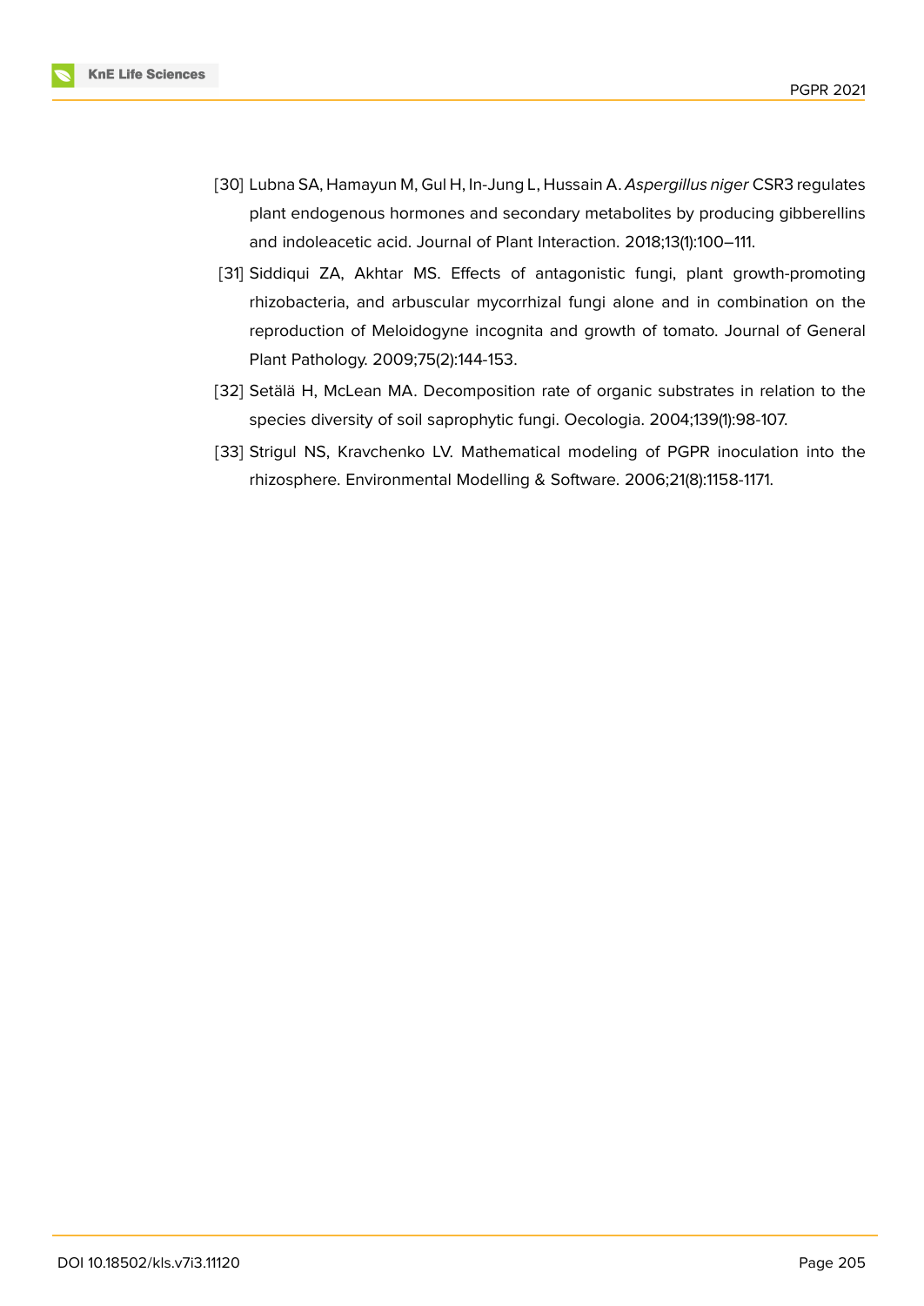[30] Lubna SA, Hamayun M, Gul H, In-Jung L, Hussain A. *Aspergillus niger* CSR3 regulates plant endogenous hormones and secondary metabolites by producing gibberellins and indoleacetic acid. Journal of Plant Interaction. 2018;13(1):100–111.

[31] Siddiqui ZA, Akhtar MS. Effects of antagonistic fungi, plant growth-promoting rhizobacteria, and arbuscular mycorrhizal fungi alone and in combination on the reproduction of Meloidogyne incognita and growth of tomato. Journal of General Plant Pathology. 2009;75(2):144-153.

[32] Setälä H, McLean MA. Decomposition rate of organic substrates in relation to the species diversity of soil saprophytic fungi. Oecologia. 2004;139(1):98-107.

[33] Strigul NS, Kravchenko LV. Mathematical modeling of PGPR inoculation into the rhizosphere. Environmental Modelling & Software. 2006;21(8):1158-1171.